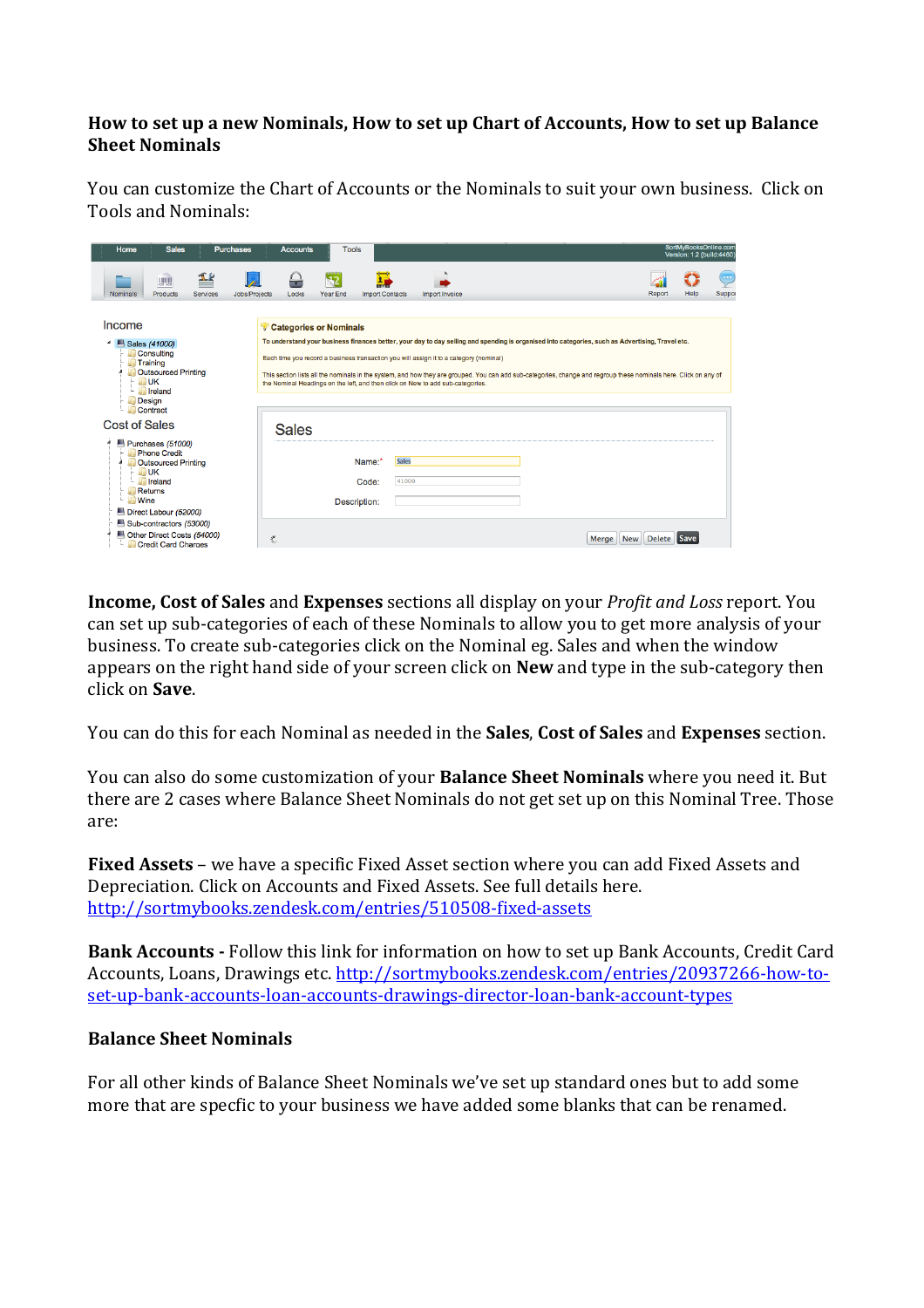**How to set up a new Nominals, How to set up Chart of Accounts, How to set up Balance Sheet Nominals**

You can customize the Chart of Accounts or the Nominals to suit your own business. Click on Tools and Nominals:

**Income, Cost of Sales** and **Expenses** sections all display on your *Profit and Loss* report. You can set up sub-categories of each of these Nominals to allow you to get more analysis of your business. To create sub-categories click on the Nominal eg. Sales and when the window appears on the right hand side of your screen click on **New** and type in the sub-category then click on **Save**.

You can do this for each Nominal as needed in the **Sales**, **Cost of Sales** and **Expenses** section.

You can also do some customization of your **Balance Sheet Nominals** where you need it. But there are 2 cases where Balance Sheet Nominals do not get set up on this Nominal Tree. Those are:

**Fixed Assets** – we have a specific Fixed Asset section where you can add Fixed Assets and Depreciation. Click on Accounts and Fixed Assets. See full details here. http://sortmybooks.zendesk.com/entries/510508-fixed-assets

**Bank Accounts -** Follow this link for information on how to set up Bank Accounts, Credit Card Accounts, Loans, Drawings etc. http://sortmybooks.zendesk.com/entries/20937266-how-to-set-up-bank-accounts-loan-accounts-drawings-director-loan-bank-account-types

**Balance Sheet Nominals**

For all other kinds of Balance Sheet Nominals we've set up standard ones but to add some more that are specfic to your business we have added some blanks that can be renamed.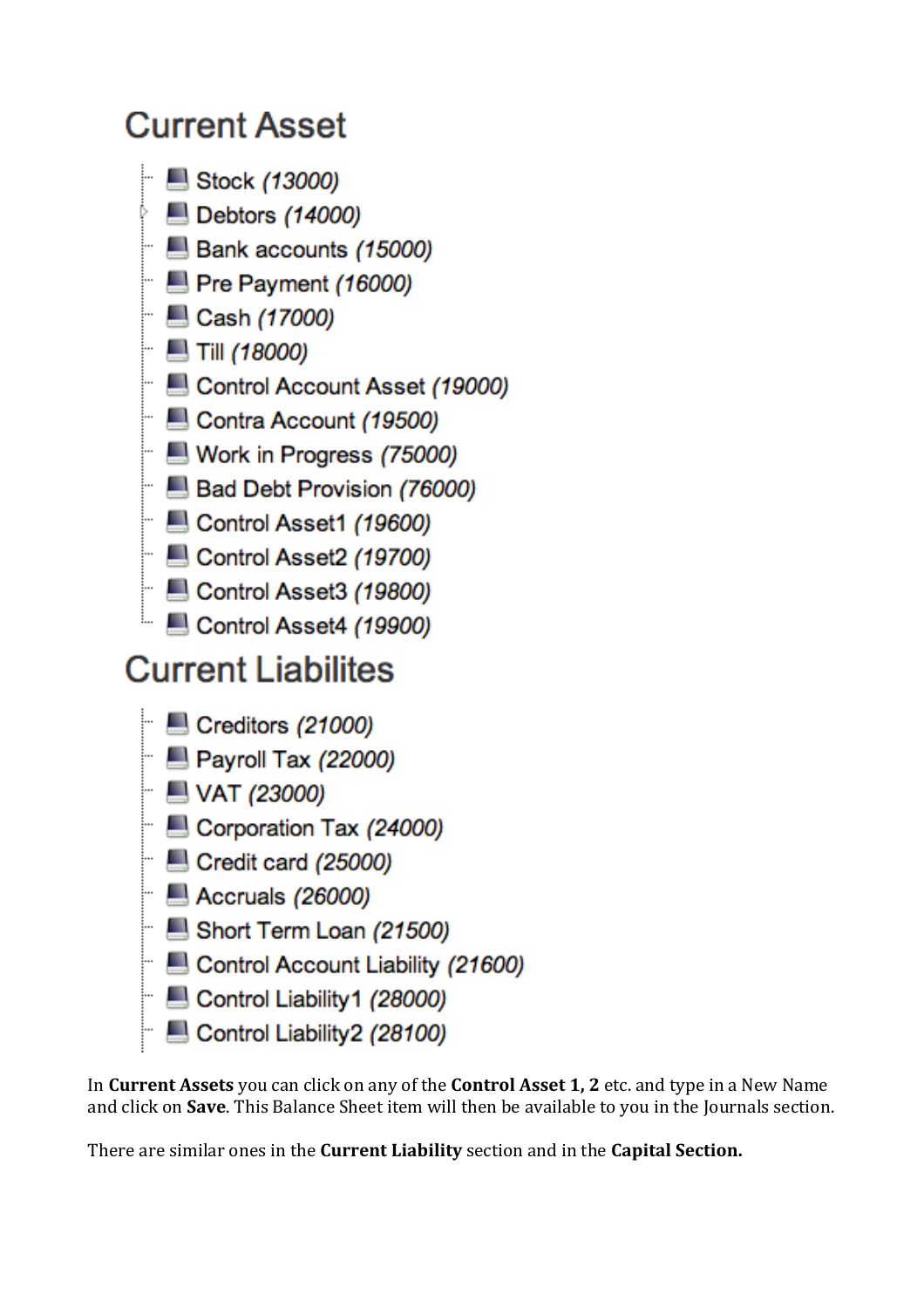## Current Asset

- Stock *(13000)*
- Debtors *(14000)*
- Bank accounts *(15000)*
- Pre Payment *(16000)*
- Cash *(17000)*
- Till *(18000)*
- Control Account Asset *(19000)*
- Contra Account *(19500)*
- Work in Progress *(75000)*
- Bad Debt Provision *(76000)*
- Control Asset1 *(19600)*
- Control Asset2 *(19700)*
- Control Asset3 *(19800)*
- Control Asset4 *(19900)*

## Current Liabilites

- Creditors *(21000)*
- Payroll Tax *(22000)*
- VAT *(23000)*
- Corporation Tax *(24000)*
- Credit card *(25000)*
- Accruals *(26000)*
- Short Term Loan *(21500)*
- Control Account Liability *(21600)*
- Control Liability1 *(28000)*
- Control Liability2 *(28100)*

In **Current Assets** you can click on any of the **Control Asset 1, 2** etc. and type in a New Name and click on **Save**. This Balance Sheet item will then be available to you in the Journals section.

There are similar ones in the **Current Liability** section and in the **Capital Section.**